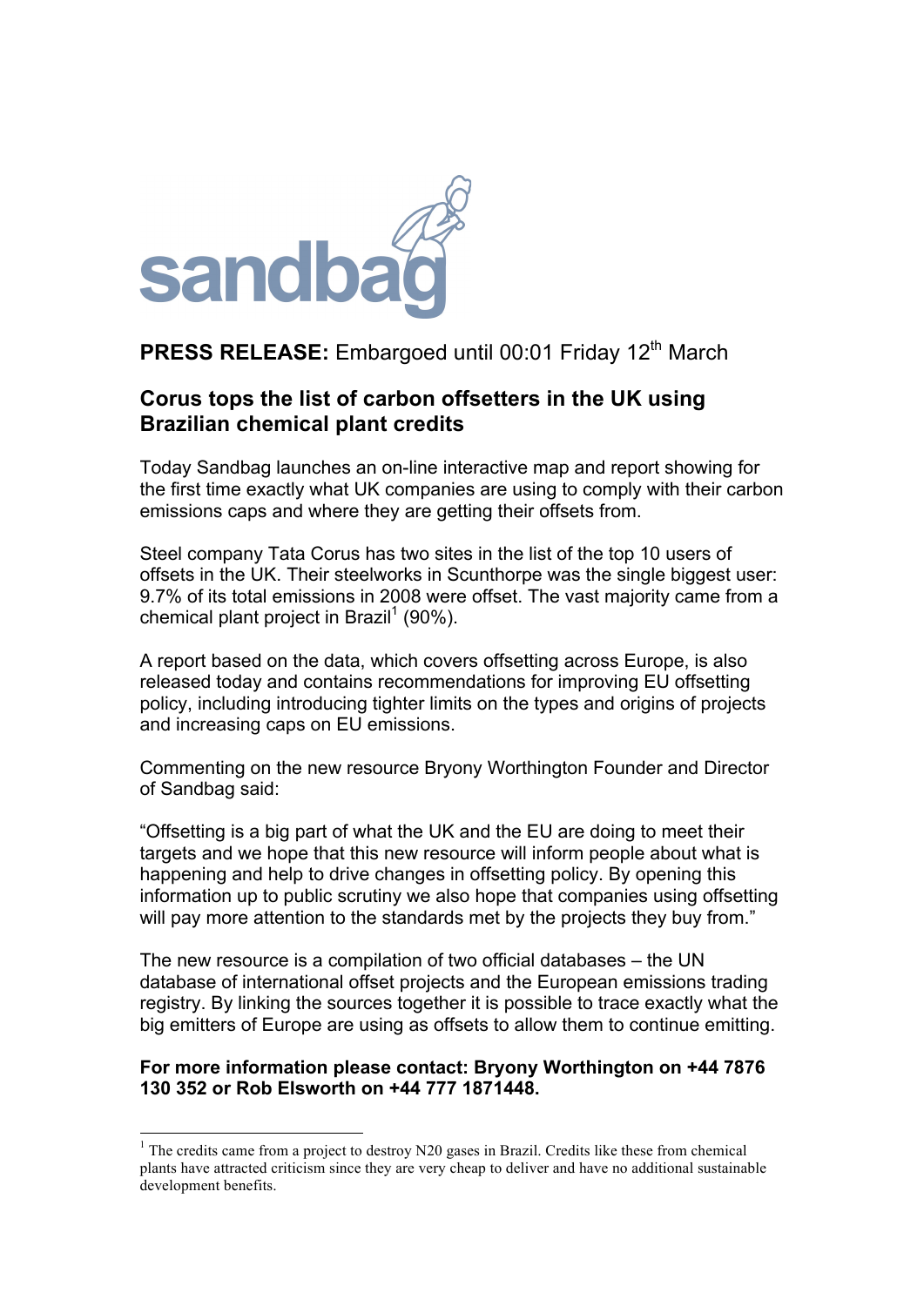sandbag

**PRESS RELEASE:** Embargoed until 00:01 Friday 12th March

## Corus tops the list of carbon offsetters in the UK using Brazilian chemical plant credits

Today Sandbag launches an on-line interactive map and report showing for the first time exactly what UK companies are using to comply with their carbon emissions caps and where they are getting their offsets from.

Steel company Tata Corus has two sites in the list of the top 10 users of offsets in the UK. Their steelworks in Scunthorpe was the single biggest user: 9.7% of its total emissions in 2008 were offset. The vast majority came from a chemical plant project in Brazil[1] (90%).

A report based on the data, which covers offsetting across Europe, is also released today and contains recommendations for improving EU offsetting policy, including introducing tighter limits on the types and origins of projects and increasing caps on EU emissions.

Commenting on the new resource Bryony Worthington Founder and Director of Sandbag said:

"Offsetting is a big part of what the UK and the EU are doing to meet their targets and we hope that this new resource will inform people about what is happening and help to drive changes in offsetting policy. By opening this information up to public scrutiny we also hope that companies using offsetting will pay more attention to the standards met by the projects they buy from."

The new resource is a compilation of two official databases – the UN database of international offset projects and the European emissions trading registry. By linking the sources together it is possible to trace exactly what the big emitters of Europe are using as offsets to allow them to continue emitting.

**For more information please contact: Bryony Worthington on +44 7876 130 352 or Rob Elsworth on +44 777 1871448.**

[1] The credits came from a project to destroy N20 gases in Brazil. Credits like these from chemical plants have attracted criticism since they are very cheap to deliver and have no additional sustainable development benefits.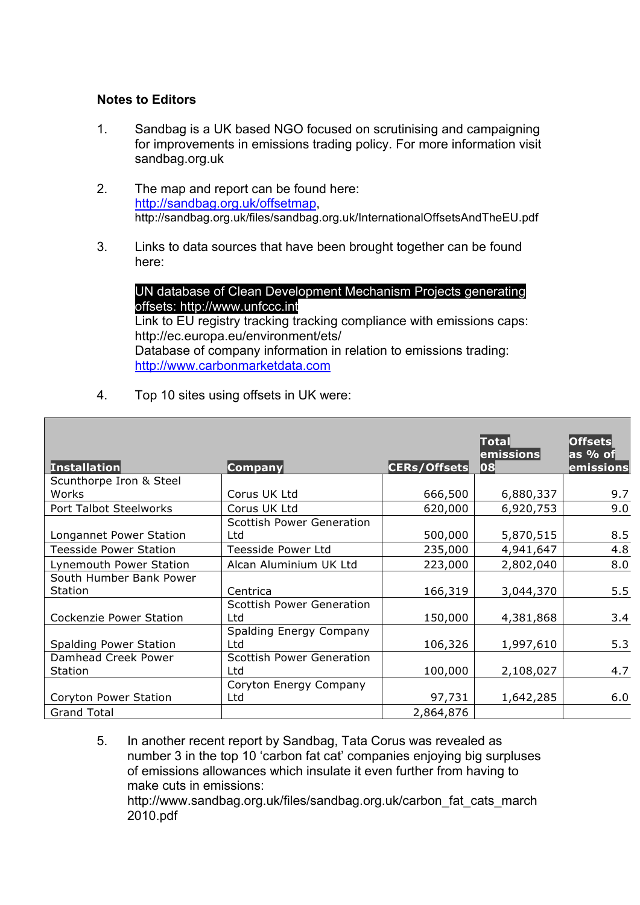**Notes to Editors**

1. Sandbag is a UK based NGO focused on scrutinising and campaigning for improvements in emissions trading policy. For more information visit sandbag.org.uk

2. The map and report can be found here: http://sandbag.org.uk/offsetmap, http://sandbag.org.uk/files/sandbag.org.uk/InternationalOffsetsAndTheEU.pdf

3. Links to data sources that have been brought together can be found here:

   UN database of Clean Development Mechanism Projects generating offsets: http://www.unfccc.int
   Link to EU registry tracking tracking compliance with emissions caps: http://ec.europa.eu/environment/ets/
   Database of company information in relation to emissions trading: http://www.carbonmarketdata.com

4. Top 10 sites using offsets in UK were:

| Installation | Company | CERs/Offsets | Total emissions 08 | Offsets as % of emissions |
|---|---|---|---|---|
| Scunthorpe Iron & Steel Works | Corus UK Ltd | 666,500 | 6,880,337 | 9.7 |
| Port Talbot Steelworks | Corus UK Ltd | 620,000 | 6,920,753 | 9.0 |
| Longannet Power Station | Scottish Power Generation Ltd | 500,000 | 5,870,515 | 8.5 |
| Teesside Power Station | Teesside Power Ltd | 235,000 | 4,941,647 | 4.8 |
| Lynemouth Power Station | Alcan Aluminium UK Ltd | 223,000 | 2,802,040 | 8.0 |
| South Humber Bank Power Station | Centrica | 166,319 | 3,044,370 | 5.5 |
| Cockenzie Power Station | Scottish Power Generation Ltd | 150,000 | 4,381,868 | 3.4 |
| Spalding Power Station | Spalding Energy Company Ltd | 106,326 | 1,997,610 | 5.3 |
| Damhead Creek Power Station | Scottish Power Generation Ltd | 100,000 | 2,108,027 | 4.7 |
| Coryton Power Station | Coryton Energy Company Ltd | 97,731 | 1,642,285 | 6.0 |
| Grand Total | | 2,864,876 | | |

5. In another recent report by Sandbag, Tata Corus was revealed as number 3 in the top 10 'carbon fat cat' companies enjoying big surpluses of emissions allowances which insulate it even further from having to make cuts in emissions: http://www.sandbag.org.uk/files/sandbag.org.uk/carbon_fat_cats_march 2010.pdf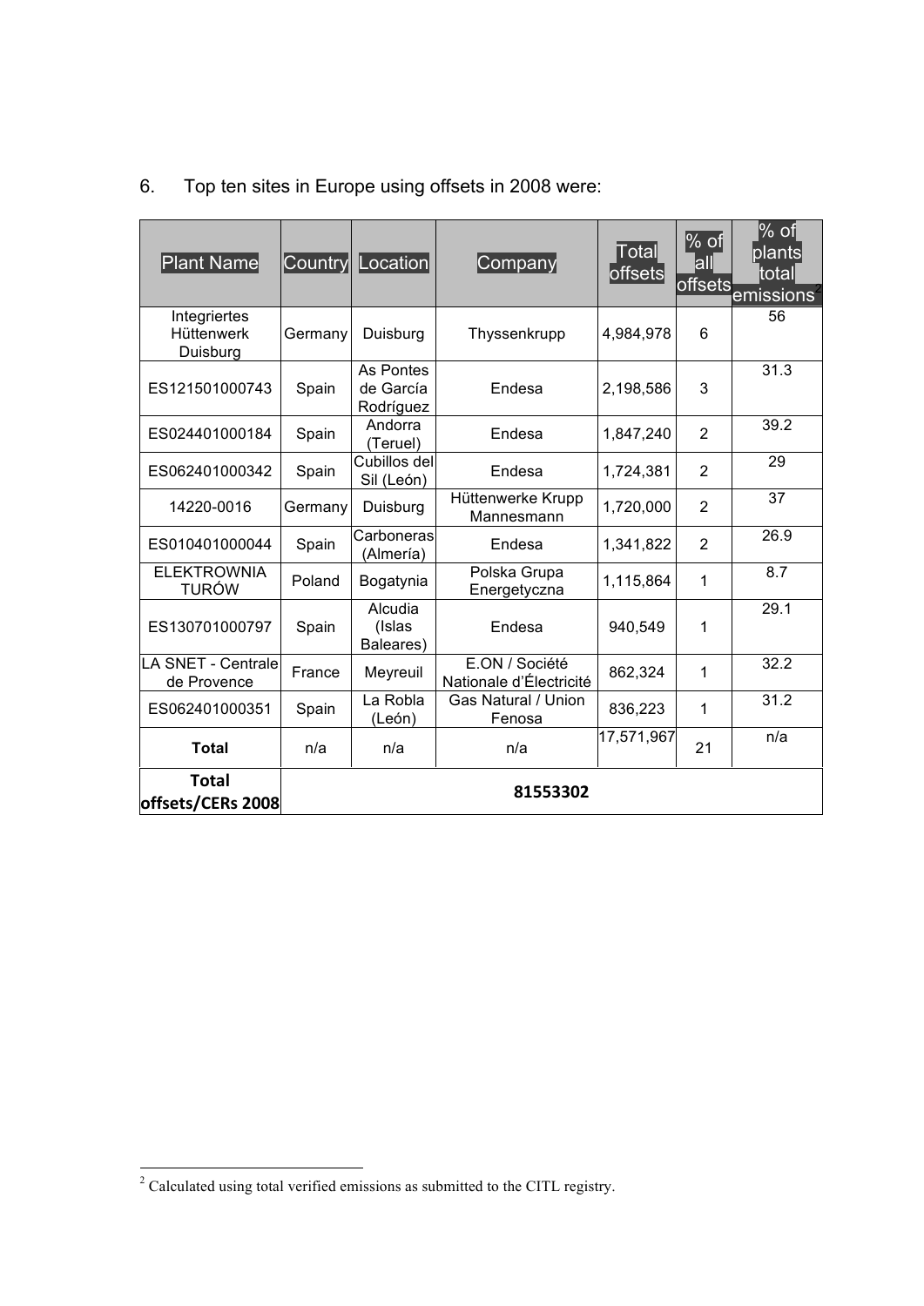6. Top ten sites in Europe using offsets in 2008 were:

| Plant Name | Country | Location | Company | Total offsets | % of all offsets | % of plants total emissions [2] |
|---|---|---|---|---|---|---|
| Integriertes Hüttenwerk Duisburg | Germany | Duisburg | Thyssenkrupp | 4,984,978 | 6 | 56 |
| ES121501000743 | Spain | As Pontes de García Rodríguez | Endesa | 2,198,586 | 3 | 31.3 |
| ES024401000184 | Spain | Andorra (Teruel) | Endesa | 1,847,240 | 2 | 39.2 |
| ES062401000342 | Spain | Cubillos del Sil (León) | Endesa | 1,724,381 | 2 | 29 |
| 14220-0016 | Germany | Duisburg | Hüttenwerke Krupp Mannesmann | 1,720,000 | 2 | 37 |
| ES010401000044 | Spain | Carboneras (Almería) | Endesa | 1,341,822 | 2 | 26.9 |
| ELEKTROWNIA TURÓW | Poland | Bogatynia | Polska Grupa Energetyczna | 1,115,864 | 1 | 8.7 |
| ES130701000797 | Spain | Alcudia (Islas Baleares) | Endesa | 940,549 | 1 | 29.1 |
| LA SNET - Centrale de Provence | France | Meyreuil | E.ON / Société Nationale d'Électricité | 862,324 | 1 | 32.2 |
| ES062401000351 | Spain | La Robla (León) | Gas Natural / Union Fenosa | 836,223 | 1 | 31.2 |
| **Total** | n/a | n/a | n/a | 17,571,967 | 21 | n/a |
| **Total offsets/CERs 2008** | **81553302** | | | | | |

[2] Calculated using total verified emissions as submitted to the CITL registry.